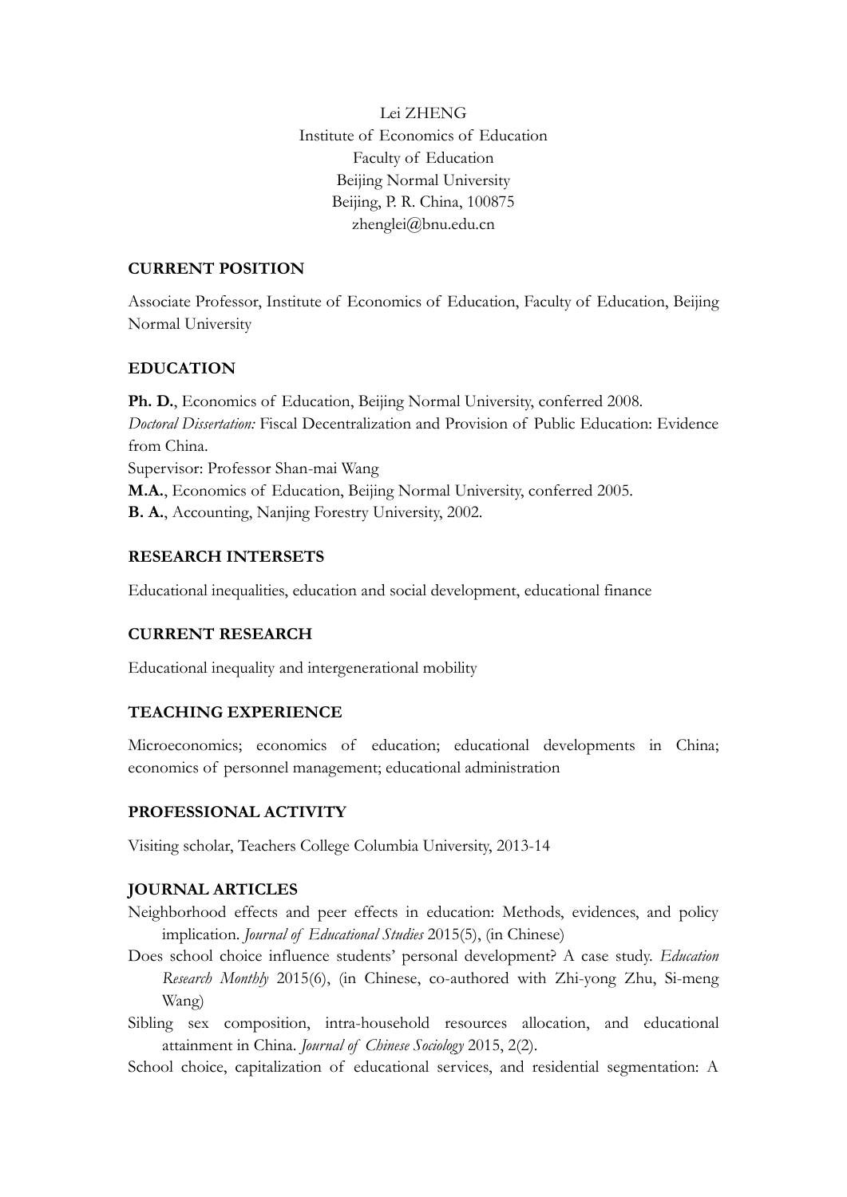Lei ZHENG
Institute of Economics of Education
Faculty of Education
Beijing Normal University
Beijing, P. R. China, 100875
zhenglei@bnu.edu.cn

## CURRENT POSITION

Associate Professor, Institute of Economics of Education, Faculty of Education, Beijing Normal University

## EDUCATION

**Ph. D.**, Economics of Education, Beijing Normal University, conferred 2008.
*Doctoral Dissertation:* Fiscal Decentralization and Provision of Public Education: Evidence from China.
Supervisor: Professor Shan-mai Wang
**M.A.**, Economics of Education, Beijing Normal University, conferred 2005.
**B. A.**, Accounting, Nanjing Forestry University, 2002.

## RESEARCH INTERSETS

Educational inequalities, education and social development, educational finance

## CURRENT RESEARCH

Educational inequality and intergenerational mobility

## TEACHING EXPERIENCE

Microeconomics; economics of education; educational developments in China; economics of personnel management; educational administration

## PROFESSIONAL ACTIVITY

Visiting scholar, Teachers College Columbia University, 2013-14

## JOURNAL ARTICLES

Neighborhood effects and peer effects in education: Methods, evidences, and policy implication. *Journal of Educational Studies* 2015(5), (in Chinese)

Does school choice influence students' personal development? A case study. *Education Research Monthly* 2015(6), (in Chinese, co-authored with Zhi-yong Zhu, Si-meng Wang)

Sibling sex composition, intra-household resources allocation, and educational attainment in China. *Journal of Chinese Sociology* 2015, 2(2).

School choice, capitalization of educational services, and residential segmentation: A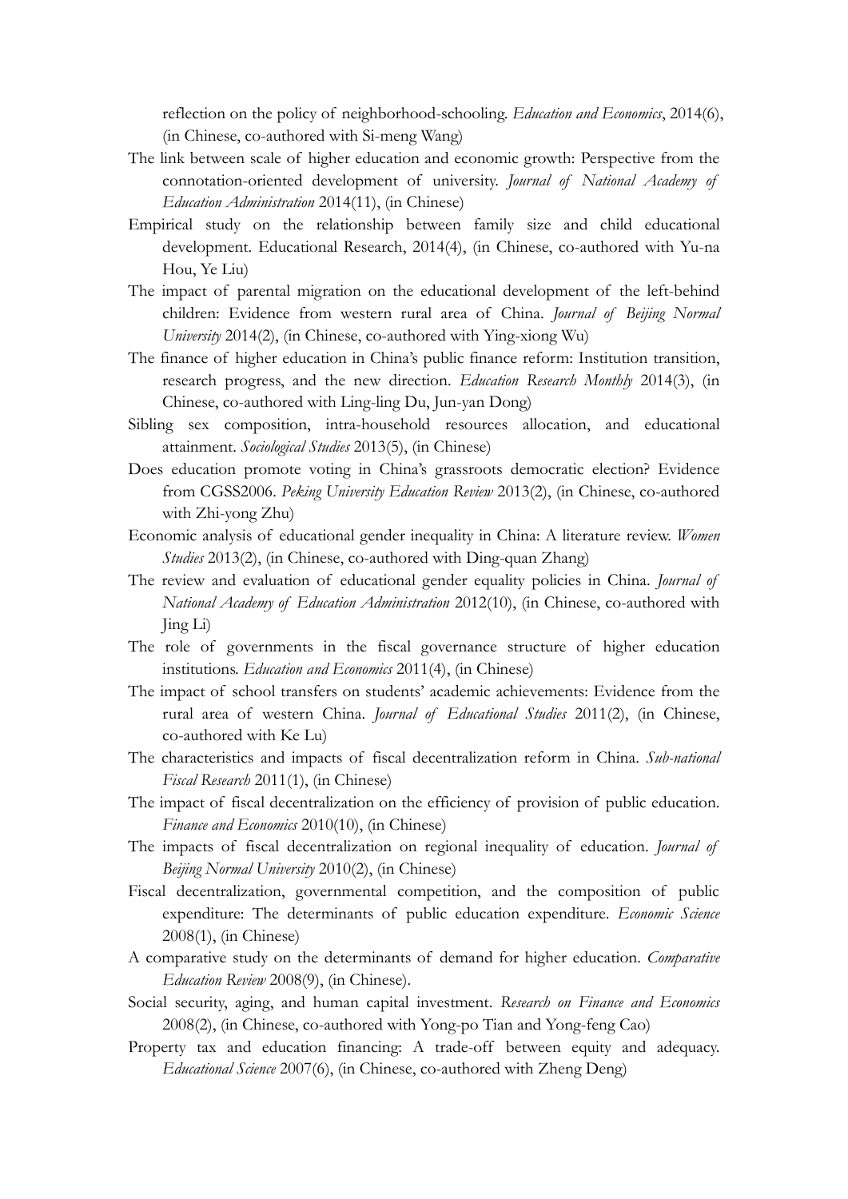reflection on the policy of neighborhood-schooling. *Education and Economics*, 2014(6), (in Chinese, co-authored with Si-meng Wang)

The link between scale of higher education and economic growth: Perspective from the connotation-oriented development of university. *Journal of National Academy of Education Administration* 2014(11), (in Chinese)

Empirical study on the relationship between family size and child educational development. Educational Research, 2014(4), (in Chinese, co-authored with Yu-na Hou, Ye Liu)

The impact of parental migration on the educational development of the left-behind children: Evidence from western rural area of China. *Journal of Beijing Normal University* 2014(2), (in Chinese, co-authored with Ying-xiong Wu)

The finance of higher education in China's public finance reform: Institution transition, research progress, and the new direction. *Education Research Monthly* 2014(3), (in Chinese, co-authored with Ling-ling Du, Jun-yan Dong)

Sibling sex composition, intra-household resources allocation, and educational attainment. *Sociological Studies* 2013(5), (in Chinese)

Does education promote voting in China's grassroots democratic election? Evidence from CGSS2006. *Peking University Education Review* 2013(2), (in Chinese, co-authored with Zhi-yong Zhu)

Economic analysis of educational gender inequality in China: A literature review. *Women Studies* 2013(2), (in Chinese, co-authored with Ding-quan Zhang)

The review and evaluation of educational gender equality policies in China. *Journal of National Academy of Education Administration* 2012(10), (in Chinese, co-authored with Jing Li)

The role of governments in the fiscal governance structure of higher education institutions. *Education and Economics* 2011(4), (in Chinese)

The impact of school transfers on students' academic achievements: Evidence from the rural area of western China. *Journal of Educational Studies* 2011(2), (in Chinese, co-authored with Ke Lu)

The characteristics and impacts of fiscal decentralization reform in China. *Sub-national Fiscal Research* 2011(1), (in Chinese)

The impact of fiscal decentralization on the efficiency of provision of public education. *Finance and Economics* 2010(10), (in Chinese)

The impacts of fiscal decentralization on regional inequality of education. *Journal of Beijing Normal University* 2010(2), (in Chinese)

Fiscal decentralization, governmental competition, and the composition of public expenditure: The determinants of public education expenditure. *Economic Science* 2008(1), (in Chinese)

A comparative study on the determinants of demand for higher education. *Comparative Education Review* 2008(9), (in Chinese).

Social security, aging, and human capital investment. *Research on Finance and Economics* 2008(2), (in Chinese, co-authored with Yong-po Tian and Yong-feng Cao)

Property tax and education financing: A trade-off between equity and adequacy. *Educational Science* 2007(6), (in Chinese, co-authored with Zheng Deng)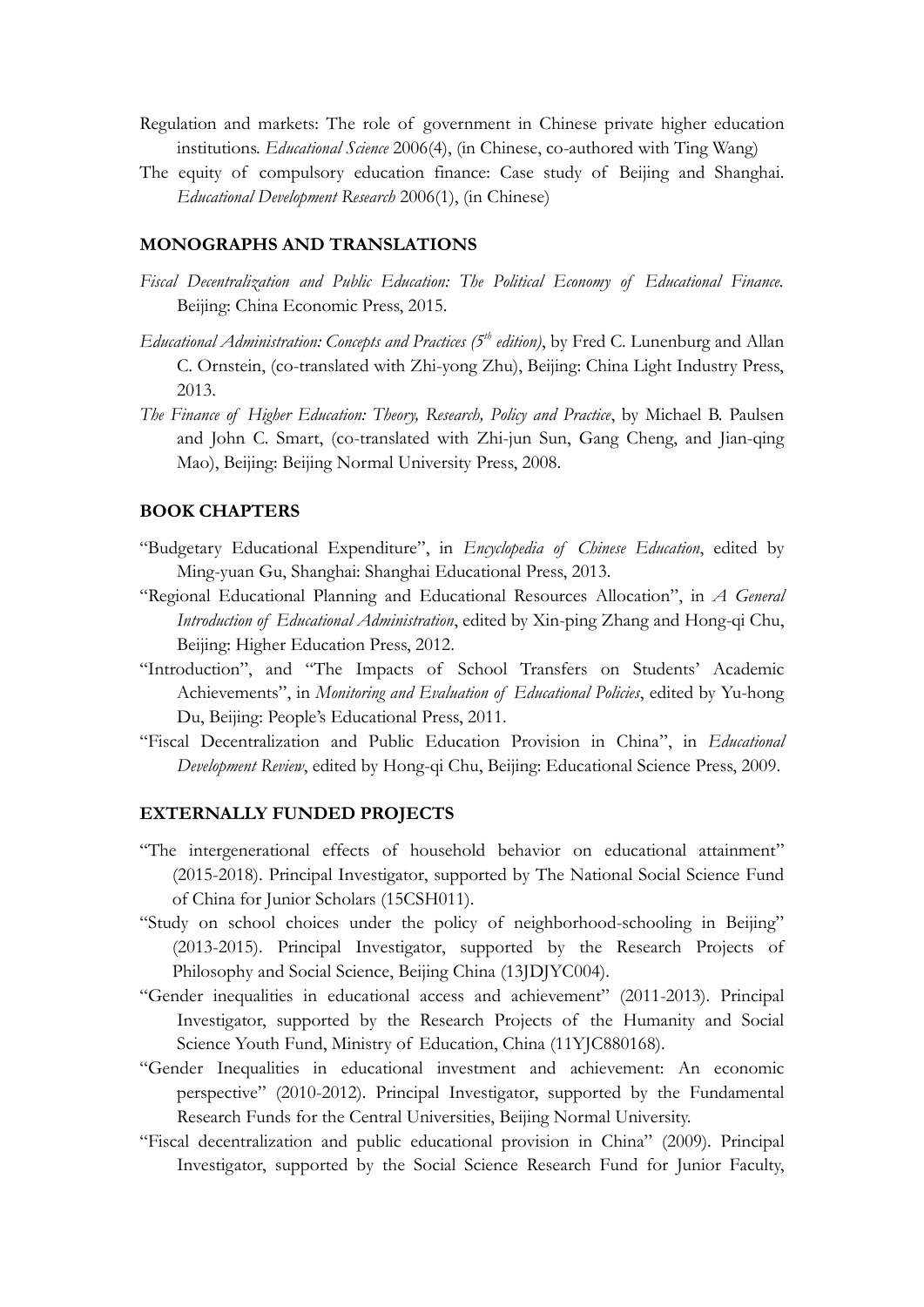Regulation and markets: The role of government in Chinese private higher education institutions. *Educational Science* 2006(4), (in Chinese, co-authored with Ting Wang)

The equity of compulsory education finance: Case study of Beijing and Shanghai. *Educational Development Research* 2006(1), (in Chinese)

## MONOGRAPHS AND TRANSLATIONS

*Fiscal Decentralization and Public Education: The Political Economy of Educational Finance.* Beijing: China Economic Press, 2015.

*Educational Administration: Concepts and Practices (5th edition)*, by Fred C. Lunenburg and Allan C. Ornstein, (co-translated with Zhi-yong Zhu), Beijing: China Light Industry Press, 2013.

*The Finance of Higher Education: Theory, Research, Policy and Practice*, by Michael B. Paulsen and John C. Smart, (co-translated with Zhi-jun Sun, Gang Cheng, and Jian-qing Mao), Beijing: Beijing Normal University Press, 2008.

## BOOK CHAPTERS

"Budgetary Educational Expenditure", in *Encyclopedia of Chinese Education*, edited by Ming-yuan Gu, Shanghai: Shanghai Educational Press, 2013.

"Regional Educational Planning and Educational Resources Allocation", in *A General Introduction of Educational Administration*, edited by Xin-ping Zhang and Hong-qi Chu, Beijing: Higher Education Press, 2012.

"Introduction", and "The Impacts of School Transfers on Students' Academic Achievements", in *Monitoring and Evaluation of Educational Policies*, edited by Yu-hong Du, Beijing: People's Educational Press, 2011.

"Fiscal Decentralization and Public Education Provision in China", in *Educational Development Review*, edited by Hong-qi Chu, Beijing: Educational Science Press, 2009.

## EXTERNALLY FUNDED PROJECTS

"The intergenerational effects of household behavior on educational attainment" (2015-2018). Principal Investigator, supported by The National Social Science Fund of China for Junior Scholars (15CSH011).

"Study on school choices under the policy of neighborhood-schooling in Beijing" (2013-2015). Principal Investigator, supported by the Research Projects of Philosophy and Social Science, Beijing China (13JDJYC004).

"Gender inequalities in educational access and achievement" (2011-2013). Principal Investigator, supported by the Research Projects of the Humanity and Social Science Youth Fund, Ministry of Education, China (11YJC880168).

"Gender Inequalities in educational investment and achievement: An economic perspective" (2010-2012). Principal Investigator, supported by the Fundamental Research Funds for the Central Universities, Beijing Normal University.

"Fiscal decentralization and public educational provision in China" (2009). Principal Investigator, supported by the Social Science Research Fund for Junior Faculty,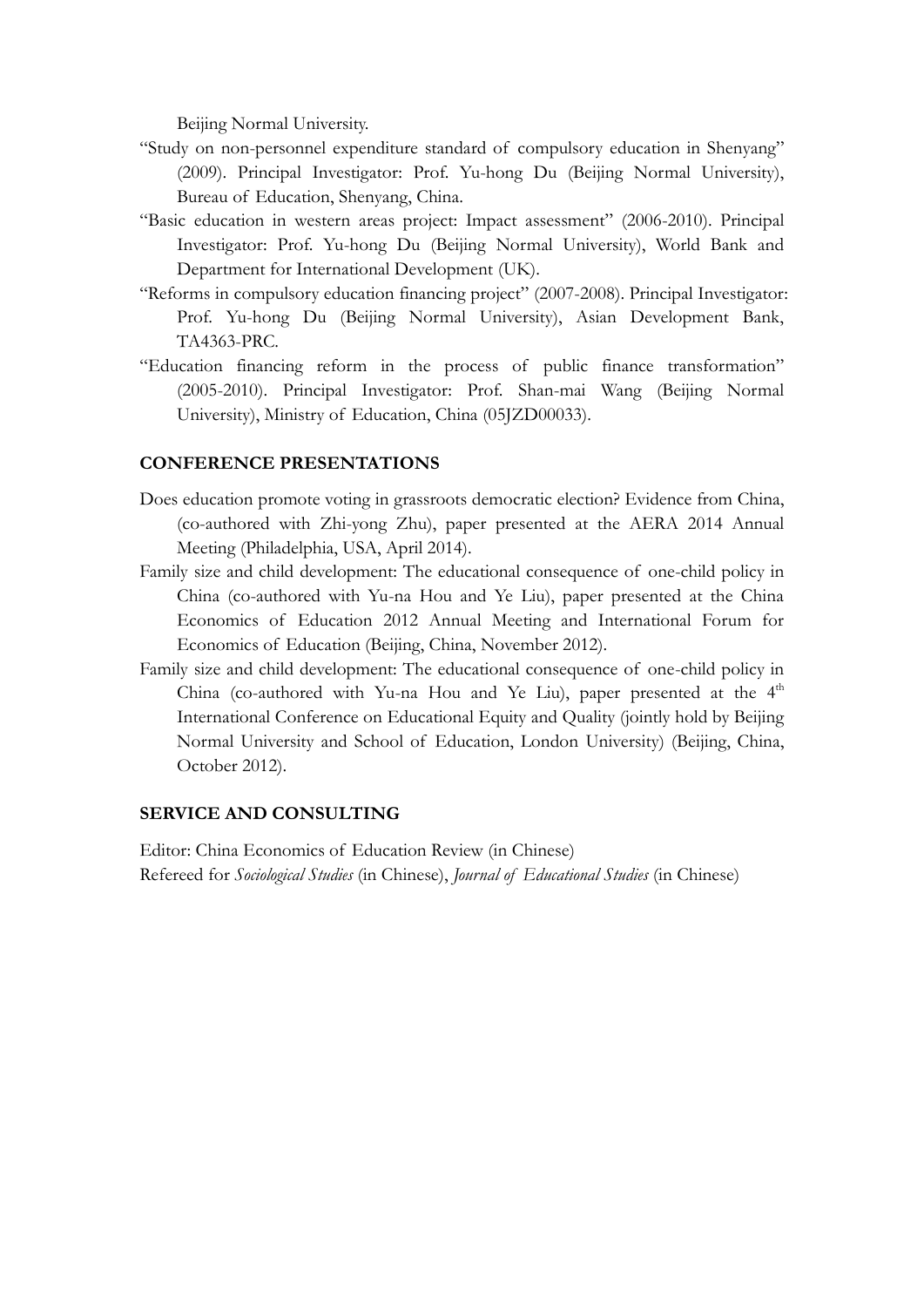Beijing Normal University.

"Study on non-personnel expenditure standard of compulsory education in Shenyang" (2009). Principal Investigator: Prof. Yu-hong Du (Beijing Normal University), Bureau of Education, Shenyang, China.

"Basic education in western areas project: Impact assessment" (2006-2010). Principal Investigator: Prof. Yu-hong Du (Beijing Normal University), World Bank and Department for International Development (UK).

"Reforms in compulsory education financing project" (2007-2008). Principal Investigator: Prof. Yu-hong Du (Beijing Normal University), Asian Development Bank, TA4363-PRC.

"Education financing reform in the process of public finance transformation" (2005-2010). Principal Investigator: Prof. Shan-mai Wang (Beijing Normal University), Ministry of Education, China (05JZD00033).

## CONFERENCE PRESENTATIONS

Does education promote voting in grassroots democratic election? Evidence from China, (co-authored with Zhi-yong Zhu), paper presented at the AERA 2014 Annual Meeting (Philadelphia, USA, April 2014).

Family size and child development: The educational consequence of one-child policy in China (co-authored with Yu-na Hou and Ye Liu), paper presented at the China Economics of Education 2012 Annual Meeting and International Forum for Economics of Education (Beijing, China, November 2012).

Family size and child development: The educational consequence of one-child policy in China (co-authored with Yu-na Hou and Ye Liu), paper presented at the 4th International Conference on Educational Equity and Quality (jointly hold by Beijing Normal University and School of Education, London University) (Beijing, China, October 2012).

## SERVICE AND CONSULTING

Editor: China Economics of Education Review (in Chinese)

Refereed for *Sociological Studies* (in Chinese), *Journal of Educational Studies* (in Chinese)